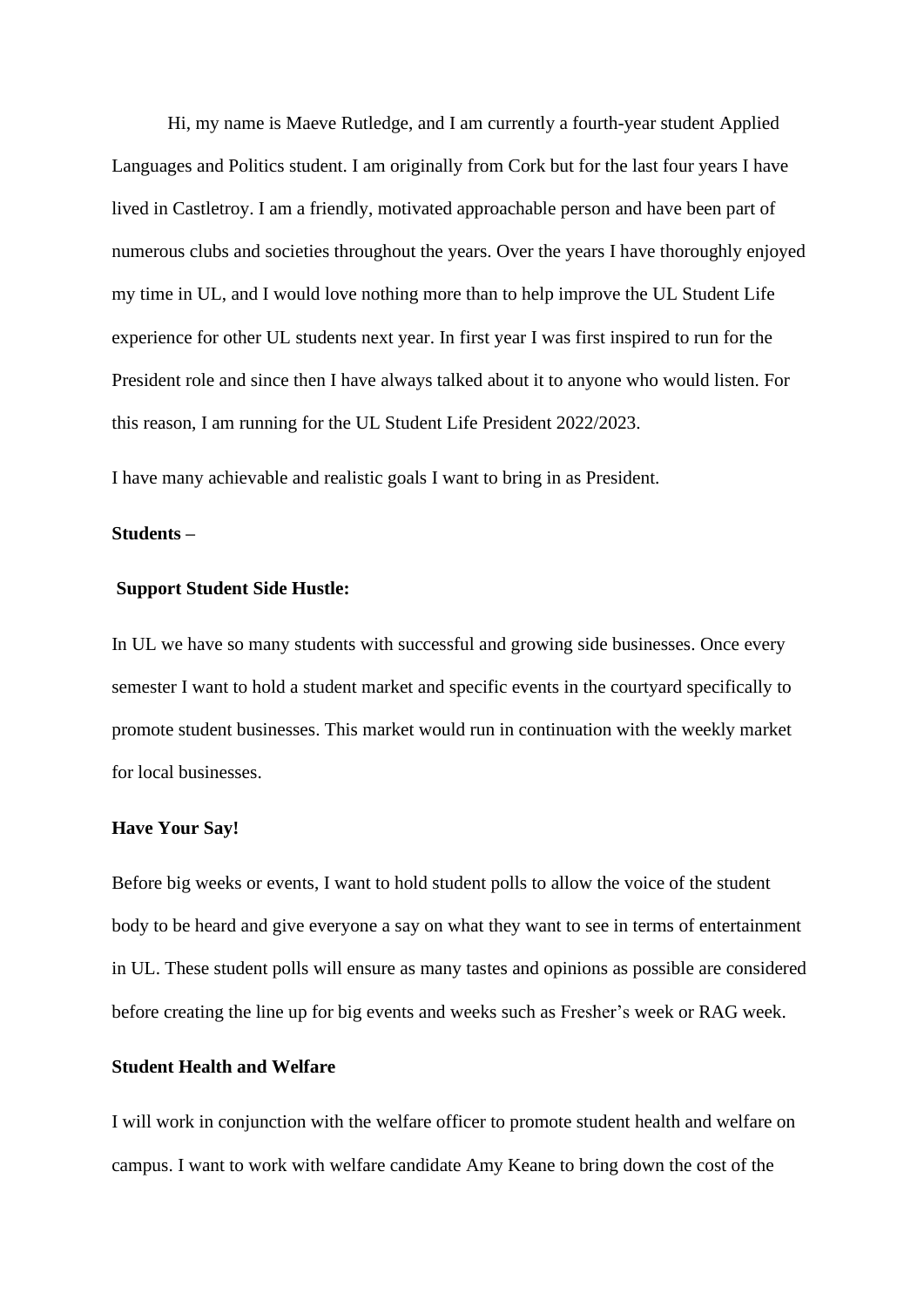Hi, my name is Maeve Rutledge, and I am currently a fourth-year student Applied Languages and Politics student. I am originally from Cork but for the last four years I have lived in Castletroy. I am a friendly, motivated approachable person and have been part of numerous clubs and societies throughout the years. Over the years I have thoroughly enjoyed my time in UL, and I would love nothing more than to help improve the UL Student Life experience for other UL students next year. In first year I was first inspired to run for the President role and since then I have always talked about it to anyone who would listen. For this reason, I am running for the UL Student Life President 2022/2023.

I have many achievable and realistic goals I want to bring in as President.

**Students –**

**Support Student Side Hustle:**

In UL we have so many students with successful and growing side businesses. Once every semester I want to hold a student market and specific events in the courtyard specifically to promote student businesses. This market would run in continuation with the weekly market for local businesses.

**Have Your Say!**

Before big weeks or events, I want to hold student polls to allow the voice of the student body to be heard and give everyone a say on what they want to see in terms of entertainment in UL. These student polls will ensure as many tastes and opinions as possible are considered before creating the line up for big events and weeks such as Fresher's week or RAG week.

**Student Health and Welfare**

I will work in conjunction with the welfare officer to promote student health and welfare on campus. I want to work with welfare candidate Amy Keane to bring down the cost of the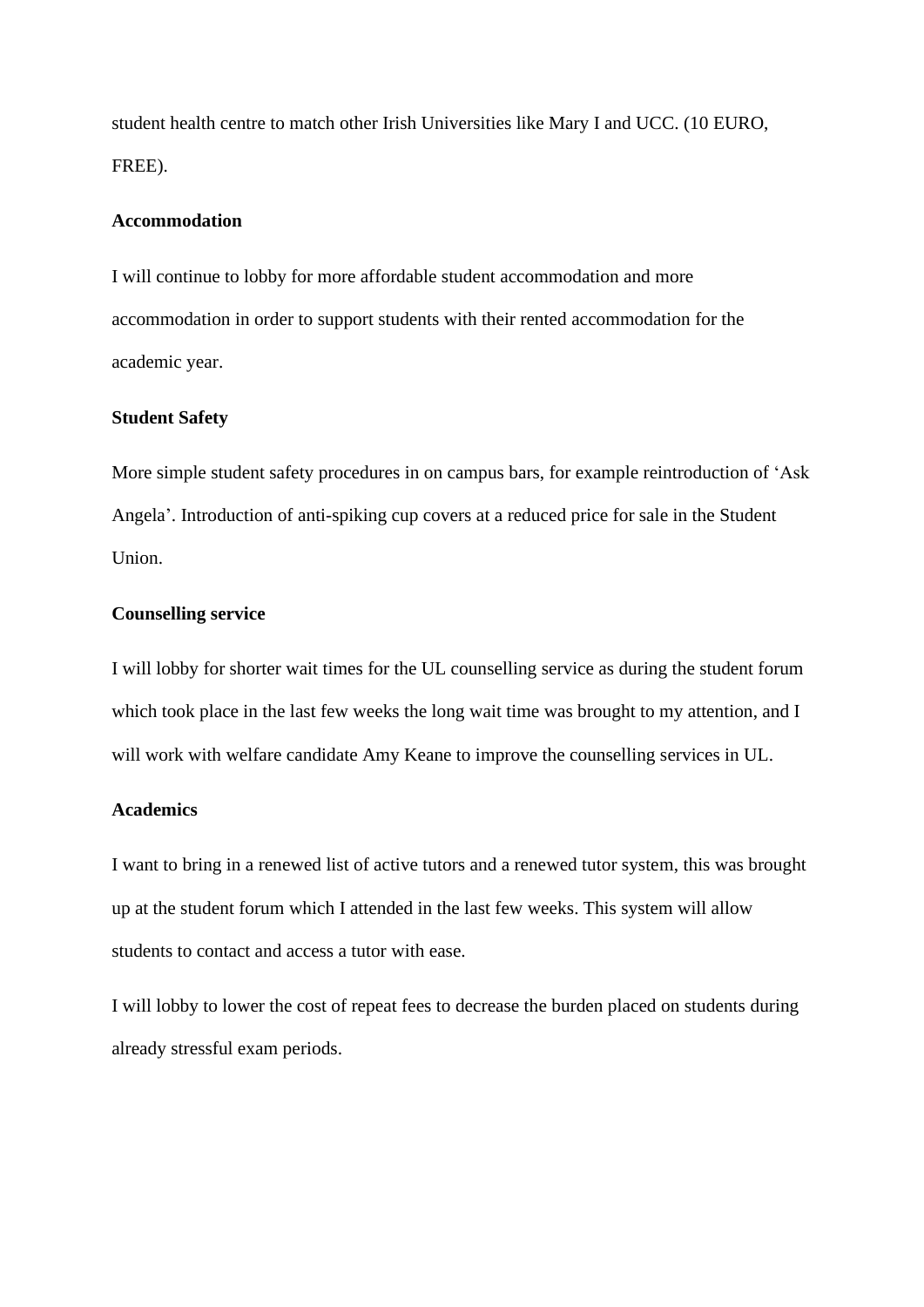student health centre to match other Irish Universities like Mary I and UCC. (10 EURO, FREE).

**Accommodation**

I will continue to lobby for more affordable student accommodation and more accommodation in order to support students with their rented accommodation for the academic year.

**Student Safety**

More simple student safety procedures in on campus bars, for example reintroduction of 'Ask Angela'. Introduction of anti-spiking cup covers at a reduced price for sale in the Student Union.

**Counselling service**

I will lobby for shorter wait times for the UL counselling service as during the student forum which took place in the last few weeks the long wait time was brought to my attention, and I will work with welfare candidate Amy Keane to improve the counselling services in UL.

**Academics**

I want to bring in a renewed list of active tutors and a renewed tutor system, this was brought up at the student forum which I attended in the last few weeks. This system will allow students to contact and access a tutor with ease.

I will lobby to lower the cost of repeat fees to decrease the burden placed on students during already stressful exam periods.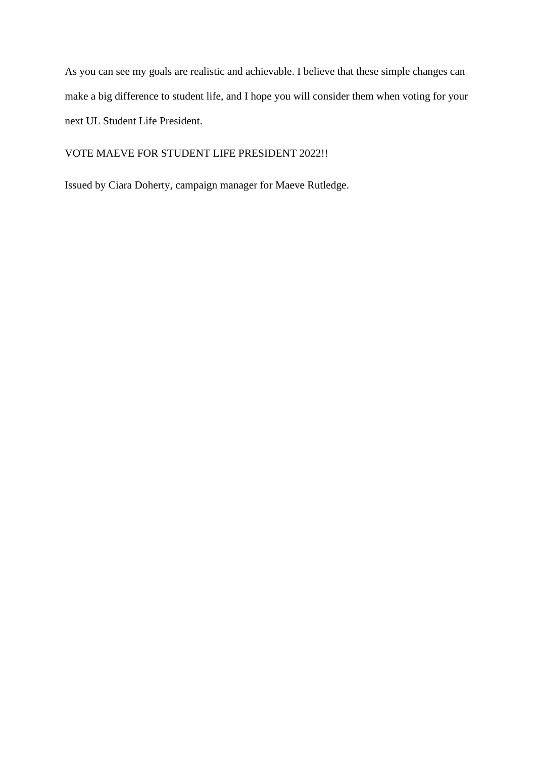As you can see my goals are realistic and achievable. I believe that these simple changes can make a big difference to student life, and I hope you will consider them when voting for your next UL Student Life President.

VOTE MAEVE FOR STUDENT LIFE PRESIDENT 2022!!

Issued by Ciara Doherty, campaign manager for Maeve Rutledge.